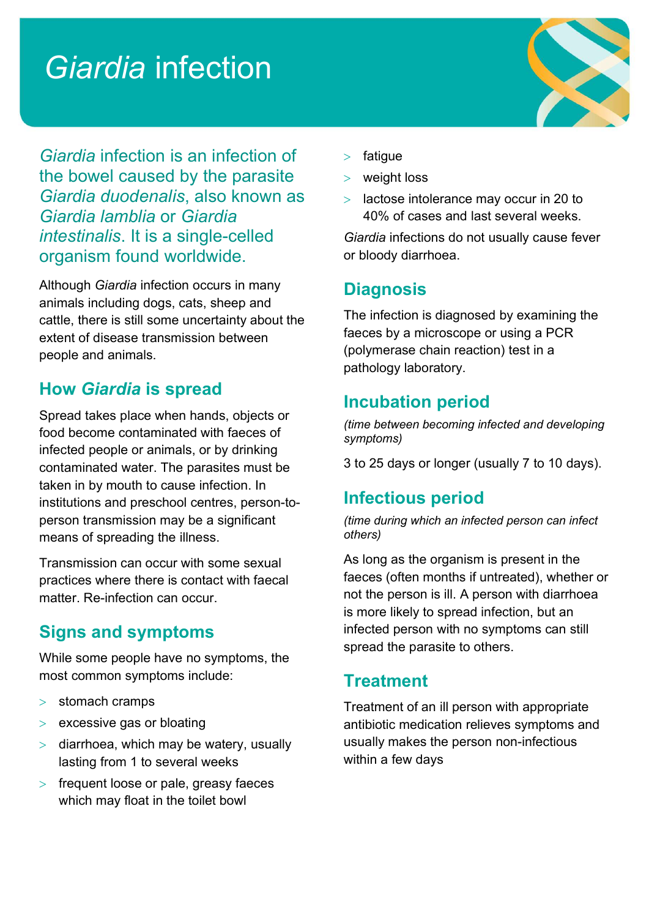# *Giardia* infection

*Giardia* infection is an infection of the bowel caused by the parasite *Giardia duodenalis*, also known as *Giardia lamblia* or *Giardia intestinalis*. It is a single-celled organism found worldwide.

Although *Giardia* infection occurs in many animals including dogs, cats, sheep and cattle, there is still some uncertainty about the extent of disease transmission between people and animals.

## How *Giardia* is spread

Spread takes place when hands, objects or food become contaminated with faeces of infected people or animals, or by drinking contaminated water. The parasites must be taken in by mouth to cause infection. In institutions and preschool centres, person-to-person transmission may be a significant means of spreading the illness.

Transmission can occur with some sexual practices where there is contact with faecal matter. Re-infection can occur.

## Signs and symptoms

While some people have no symptoms, the most common symptoms include:

- stomach cramps
- excessive gas or bloating
- diarrhoea, which may be watery, usually lasting from 1 to several weeks
- frequent loose or pale, greasy faeces which may float in the toilet bowl
- fatigue
- weight loss
- lactose intolerance may occur in 20 to 40% of cases and last several weeks.

*Giardia* infections do not usually cause fever or bloody diarrhoea.

## Diagnosis

The infection is diagnosed by examining the faeces by a microscope or using a PCR (polymerase chain reaction) test in a pathology laboratory.

## Incubation period

*(time between becoming infected and developing symptoms)*

3 to 25 days or longer (usually 7 to 10 days).

## Infectious period

*(time during which an infected person can infect others)*

As long as the organism is present in the faeces (often months if untreated), whether or not the person is ill. A person with diarrhoea is more likely to spread infection, but an infected person with no symptoms can still spread the parasite to others.

## Treatment

Treatment of an ill person with appropriate antibiotic medication relieves symptoms and usually makes the person non-infectious within a few days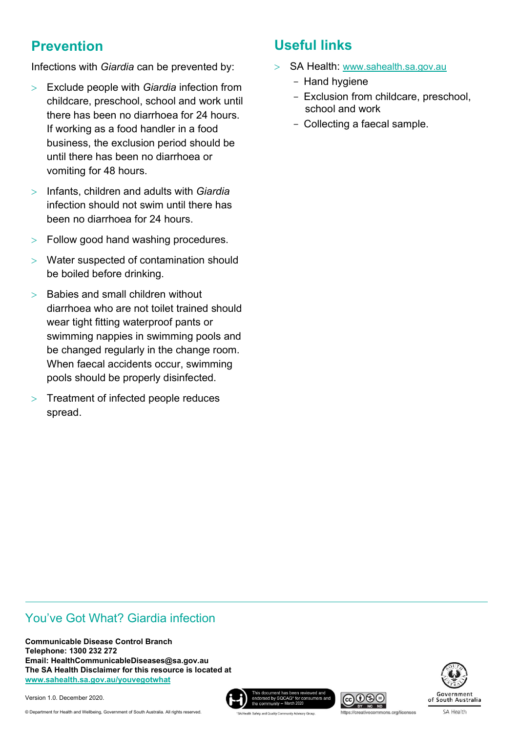## Prevention

Infections with *Giardia* can be prevented by:

- Exclude people with *Giardia* infection from childcare, preschool, school and work until there has been no diarrhoea for 24 hours. If working as a food handler in a food business, the exclusion period should be until there has been no diarrhoea or vomiting for 48 hours.
- Infants, children and adults with *Giardia* infection should not swim until there has been no diarrhoea for 24 hours.
- Follow good hand washing procedures.
- Water suspected of contamination should be boiled before drinking.
- Babies and small children without diarrhoea who are not toilet trained should wear tight fitting waterproof pants or swimming nappies in swimming pools and be changed regularly in the change room. When faecal accidents occur, swimming pools should be properly disinfected.
- Treatment of infected people reduces spread.

## Useful links

- SA Health: [www.sahealth.sa.gov.au](http://www.sahealth.sa.gov.au)
  - Hand hygiene
  - Exclusion from childcare, preschool, school and work
  - Collecting a faecal sample.

## You've Got What? Giardia infection

**Communicable Disease Control Branch**
**Telephone: 1300 232 272**
**Email: HealthCommunicableDiseases@sa.gov.au**
**The SA Health Disclaimer for this resource is located at** **[www.sahealth.sa.gov.au/youvegotwhat](http://www.sahealth.sa.gov.au/youvegotwhat)**

Version 1.0. December 2020.

© Department for Health and Wellbeing, Government of South Australia. All rights reserved.

This document has been reviewed and endorsed by SQCAG* for consumers and the community – March 2020

*SA Health Safety and Quality Community Advisory Group.

https://creativecommons.org/licenses

Government of South Australia

SA Health